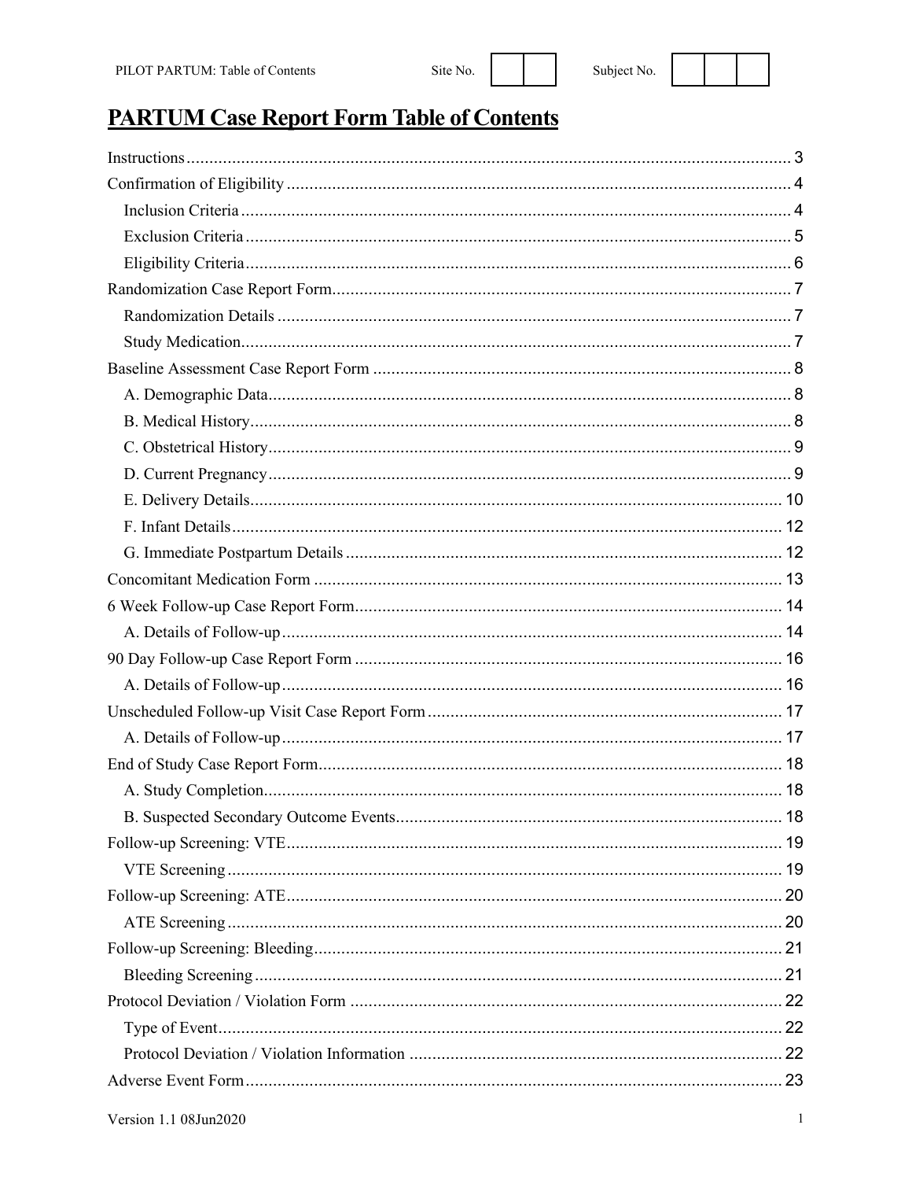# PARTUM Case Report Form Table of Contents

Instructions ..... 3
Confirmation of Eligibility ..... 4
- Inclusion Criteria ..... 4
- Exclusion Criteria ..... 5
- Eligibility Criteria ..... 6

Randomization Case Report Form ..... 7
- Randomization Details ..... 7
- Study Medication ..... 7

Baseline Assessment Case Report Form ..... 8
- A. Demographic Data ..... 8
- B. Medical History ..... 8
- C. Obstetrical History ..... 9
- D. Current Pregnancy ..... 9
- E. Delivery Details ..... 10
- F. Infant Details ..... 12
- G. Immediate Postpartum Details ..... 12

Concomitant Medication Form ..... 13
6 Week Follow-up Case Report Form ..... 14
- A. Details of Follow-up ..... 14

90 Day Follow-up Case Report Form ..... 16
- A. Details of Follow-up ..... 16

Unscheduled Follow-up Visit Case Report Form ..... 17
- A. Details of Follow-up ..... 17

End of Study Case Report Form ..... 18
- A. Study Completion ..... 18
- B. Suspected Secondary Outcome Events ..... 18

Follow-up Screening: VTE ..... 19
- VTE Screening ..... 19

Follow-up Screening: ATE ..... 20
- ATE Screening ..... 20

Follow-up Screening: Bleeding ..... 21
- Bleeding Screening ..... 21

Protocol Deviation / Violation Form ..... 22
- Type of Event ..... 22
- Protocol Deviation / Violation Information ..... 22

Adverse Event Form ..... 23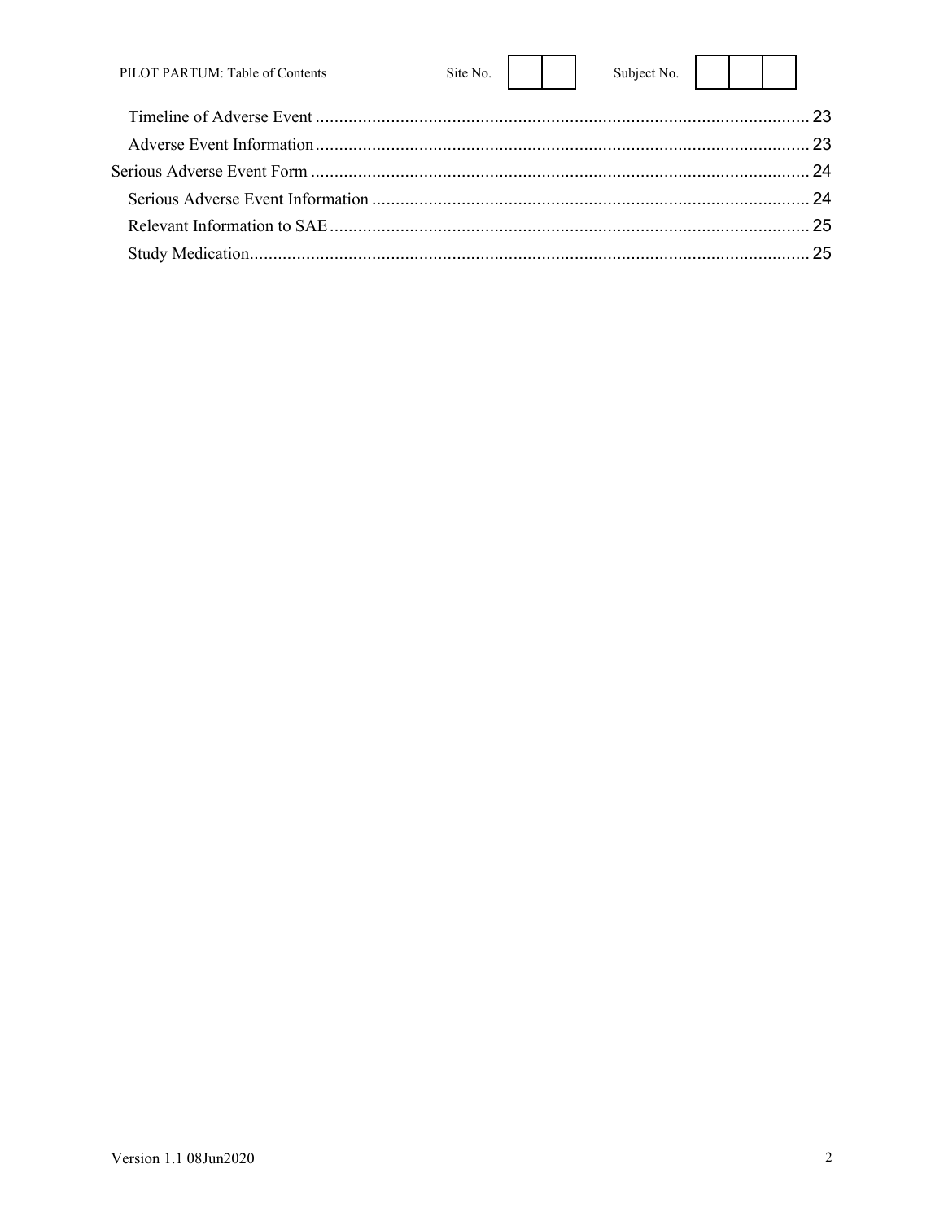- Timeline of Adverse Event ........................................................................................................ 23
- Adverse Event Information ....................................................................................................... 23

Serious Adverse Event Form ......................................................................................................... 24

- Serious Adverse Event Information ............................................................................................ 24
- Relevant Information to SAE ..................................................................................................... 25
- Study Medication ...................................................................................................................... 25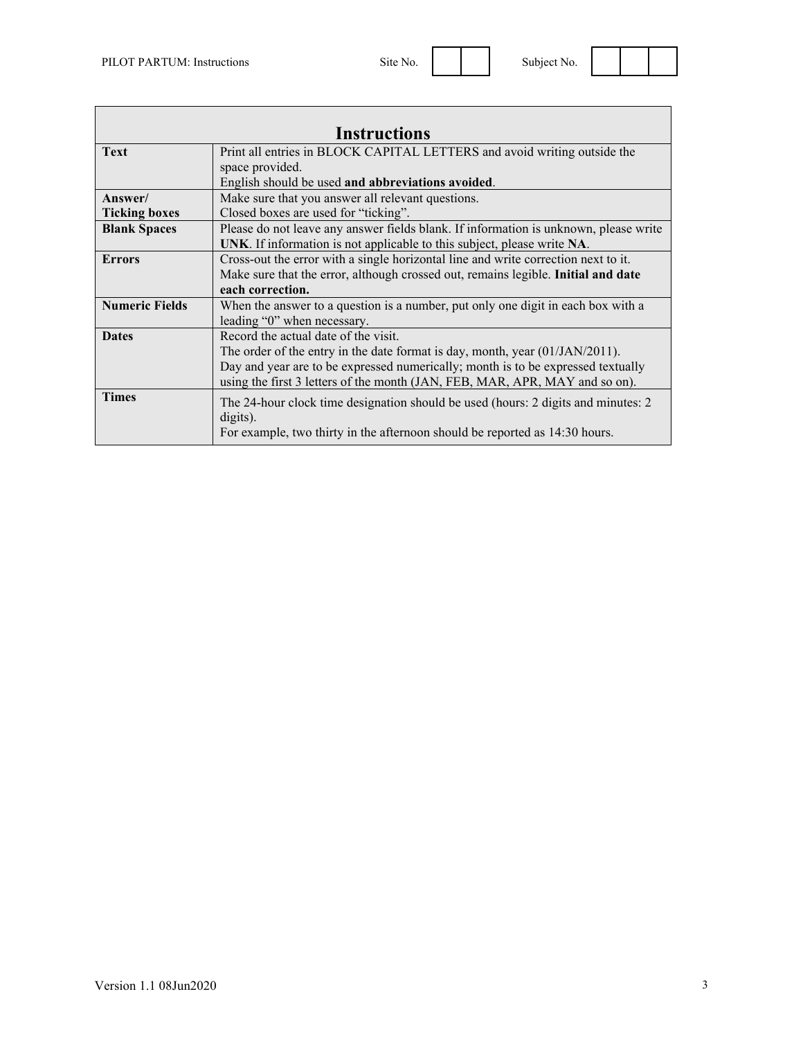| Instructions | |
|---|---|
| **Text** | Print all entries in BLOCK CAPITAL LETTERS and avoid writing outside the space provided.<br>English should be used **and abbreviations avoided**. |
| **Answer/ Ticking boxes** | Make sure that you answer all relevant questions.<br>Closed boxes are used for “ticking”. |
| **Blank Spaces** | Please do not leave any answer fields blank. If information is unknown, please write **UNK**. If information is not applicable to this subject, please write **NA**. |
| **Errors** | Cross-out the error with a single horizontal line and write correction next to it.<br>Make sure that the error, although crossed out, remains legible. **Initial and date each correction.** |
| **Numeric Fields** | When the answer to a question is a number, put only one digit in each box with a leading “0” when necessary. |
| **Dates** | Record the actual date of the visit.<br>The order of the entry in the date format is day, month, year (01/JAN/2011).<br>Day and year are to be expressed numerically; month is to be expressed textually using the first 3 letters of the month (JAN, FEB, MAR, APR, MAY and so on). |
| **Times** | The 24-hour clock time designation should be used (hours: 2 digits and minutes: 2 digits).<br>For example, two thirty in the afternoon should be reported as 14:30 hours. |